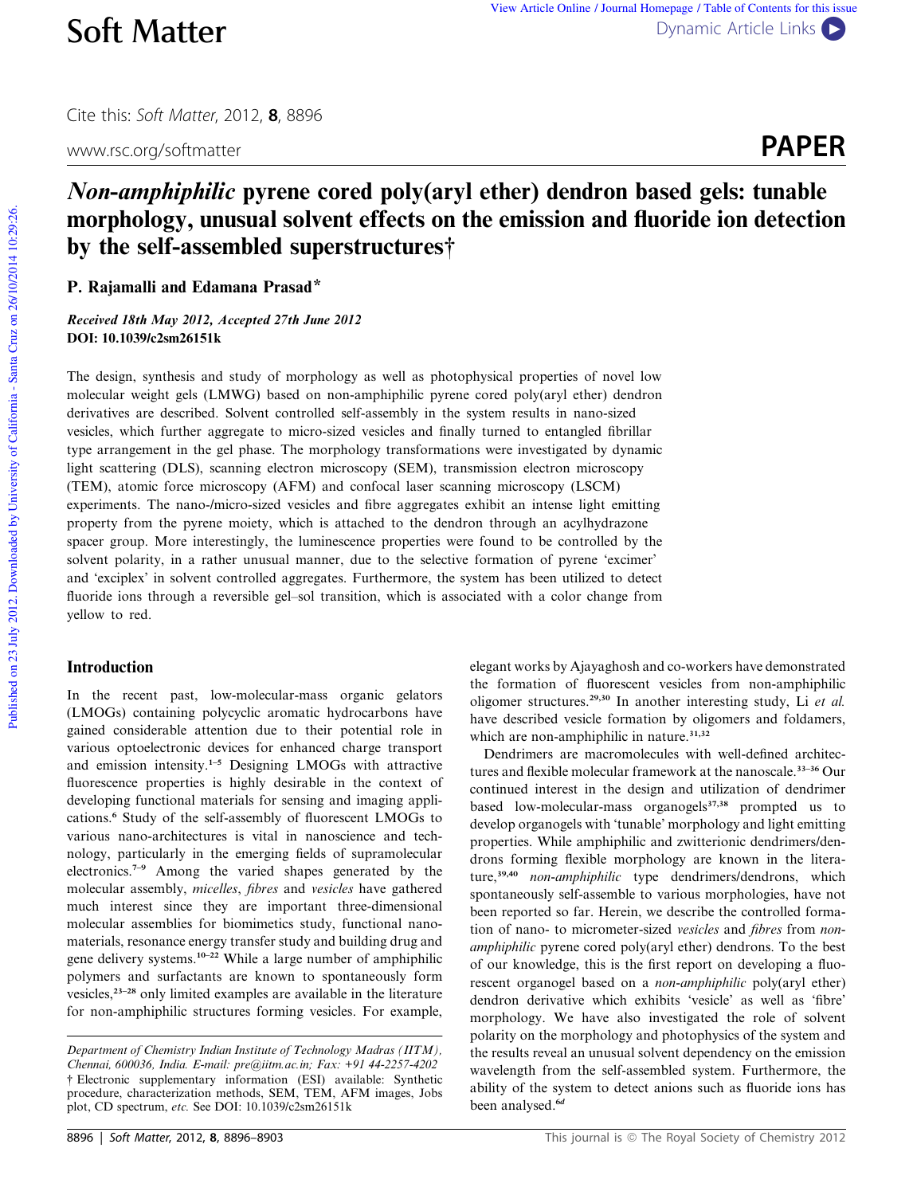# *Non-amphiphilic* pyrene cored poly(aryl ether) dendron based gels: tunable morphology, unusual solvent effects on the emission and fluoride ion detection by the self-assembled superstructures†

**P. Rajamalli and Edamana Prasad***

***Received 18th May 2012, Accepted 27th June 2012***
**DOI: 10.1039/c2sm26151k**

The design, synthesis and study of morphology as well as photophysical properties of novel low molecular weight gels (LMWG) based on non-amphiphilic pyrene cored poly(aryl ether) dendron derivatives are described. Solvent controlled self-assembly in the system results in nano-sized vesicles, which further aggregate to micro-sized vesicles and finally turned to entangled fibrillar type arrangement in the gel phase. The morphology transformations were investigated by dynamic light scattering (DLS), scanning electron microscopy (SEM), transmission electron microscopy (TEM), atomic force microscopy (AFM) and confocal laser scanning microscopy (LSCM) experiments. The nano-/micro-sized vesicles and fibre aggregates exhibit an intense light emitting property from the pyrene moiety, which is attached to the dendron through an acylhydrazone spacer group. More interestingly, the luminescence properties were found to be controlled by the solvent polarity, in a rather unusual manner, due to the selective formation of pyrene 'excimer' and 'exciplex' in solvent controlled aggregates. Furthermore, the system has been utilized to detect fluoride ions through a reversible gel–sol transition, which is associated with a color change from yellow to red.

## Introduction

In the recent past, low-molecular-mass organic gelators (LMOGs) containing polycyclic aromatic hydrocarbons have gained considerable attention due to their potential role in various optoelectronic devices for enhanced charge transport and emission intensity.[1–5] Designing LMOGs with attractive fluorescence properties is highly desirable in the context of developing functional materials for sensing and imaging applications.[6] Study of the self-assembly of fluorescent LMOGs to various nano-architectures is vital in nanoscience and technology, particularly in the emerging fields of supramolecular electronics.[7–9] Among the varied shapes generated by the molecular assembly, *micelles*, *fibres* and *vesicles* have gathered much interest since they are important three-dimensional molecular assemblies for biomimetics study, functional nanomaterials, resonance energy transfer study and building drug and gene delivery systems.[10–22] While a large number of amphiphilic polymers and surfactants are known to spontaneously form vesicles,[23–28] only limited examples are available in the literature for non-amphiphilic structures forming vesicles. For example, elegant works by Ajayaghosh and co-workers have demonstrated the formation of fluorescent vesicles from non-amphiphilic oligomer structures.[29,30] In another interesting study, Li *et al.* have described vesicle formation by oligomers and foldamers, which are non-amphiphilic in nature.[31,32]

Dendrimers are macromolecules with well-defined architectures and flexible molecular framework at the nanoscale.[33–36] Our continued interest in the design and utilization of dendrimer based low-molecular-mass organogels[37,38] prompted us to develop organogels with 'tunable' morphology and light emitting properties. While amphiphilic and zwitterionic dendrimers/dendrons forming flexible morphology are known in the literature,[39,40] *non-amphiphilic* type dendrimers/dendrons, which spontaneously self-assemble to various morphologies, have not been reported so far. Herein, we describe the controlled formation of nano- to micrometer-sized *vesicles* and *fibres* from *non-amphiphilic* pyrene cored poly(aryl ether) dendrons. To the best of our knowledge, this is the first report on developing a fluorescent organogel based on a *non-amphiphilic* poly(aryl ether) dendron derivative which exhibits 'vesicle' as well as 'fibre' morphology. We have also investigated the role of solvent polarity on the morphology and photophysics of the system and the results reveal an unusual solvent dependency on the emission wavelength from the self-assembled system. Furthermore, the ability of the system to detect anions such as fluoride ions has been analysed.[6d]

*Department of Chemistry Indian Institute of Technology Madras (IITM), Chennai, 600036, India. E-mail: pre@iitm.ac.in; Fax: +91 44-2257-4202*

† Electronic supplementary information (ESI) available: Synthetic procedure, characterization methods, SEM, TEM, AFM images, Jobs plot, CD spectrum, *etc.* See DOI: 10.1039/c2sm26151k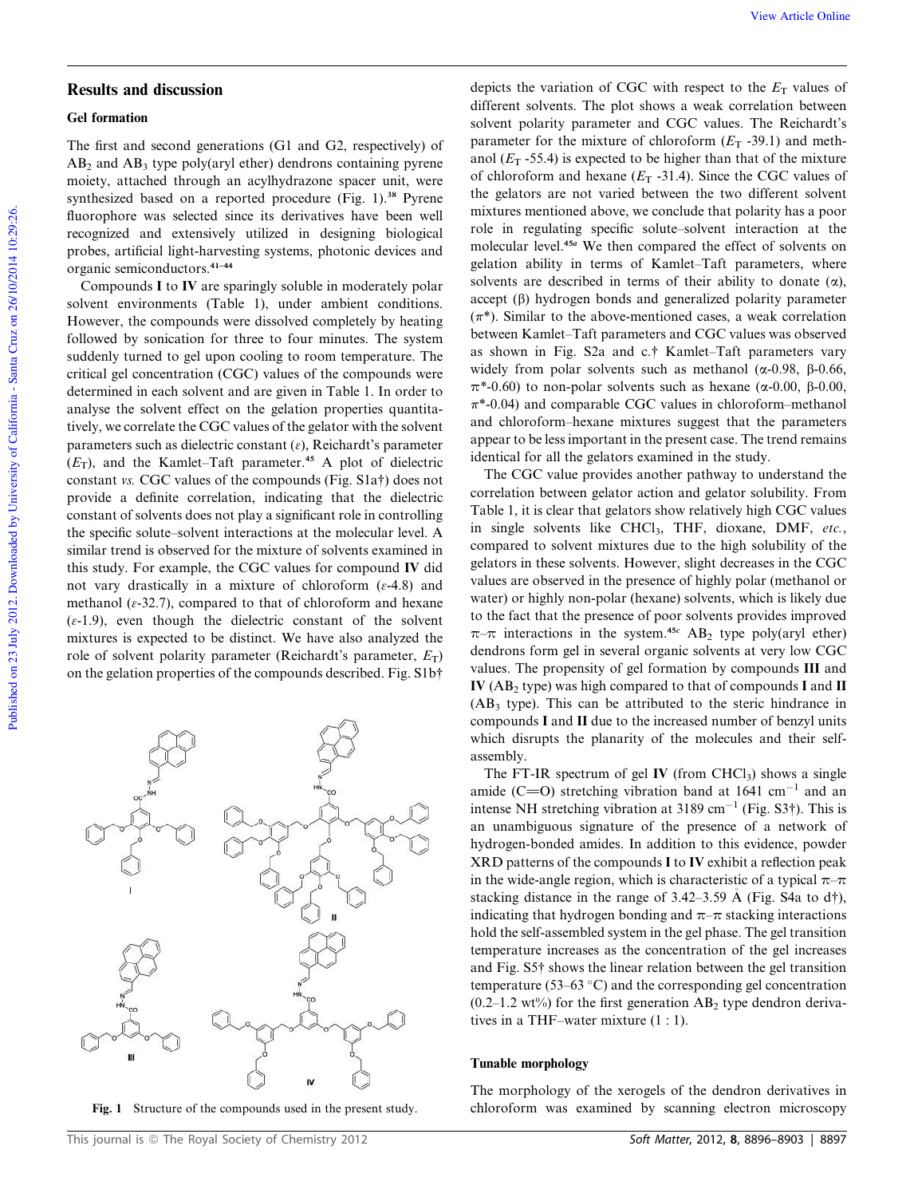## Results and discussion

### Gel formation

The first and second generations (G1 and G2, respectively) of $AB_2$ and $AB_3$ type poly(aryl ether) dendrons containing pyrene moiety, attached through an acylhydrazone spacer unit, were synthesized based on a reported procedure (Fig. 1).[38] Pyrene fluorophore was selected since its derivatives have been well recognized and extensively utilized in designing biological probes, artificial light-harvesting systems, photonic devices and organic semiconductors.[41–44]

Compounds **I** to **IV** are sparingly soluble in moderately polar solvent environments (Table 1), under ambient conditions. However, the compounds were dissolved completely by heating followed by sonication for three to four minutes. The system suddenly turned to gel upon cooling to room temperature. The critical gel concentration (CGC) values of the compounds were determined in each solvent and are given in Table 1. In order to analyse the solvent effect on the gelation properties quantitatively, we correlate the CGC values of the gelator with the solvent parameters such as dielectric constant ($\varepsilon$), Reichardt's parameter ($E_T$), and the Kamlet–Taft parameter.[45] A plot of dielectric constant *vs.* CGC values of the compounds (Fig. S1a†) does not provide a definite correlation, indicating that the dielectric constant of solvents does not play a significant role in controlling the specific solute–solvent interactions at the molecular level. A similar trend is observed for the mixture of solvents examined in this study. For example, the CGC values for compound **IV** did not vary drastically in a mixture of chloroform ($\varepsilon$-4.8) and methanol ($\varepsilon$-32.7), compared to that of chloroform and hexane ($\varepsilon$-1.9), even though the dielectric constant of the solvent mixtures is expected to be distinct. We have also analyzed the role of solvent polarity parameter (Reichardt's parameter, $E_T$) on the gelation properties of the compounds described. Fig. S1b† depicts the variation of CGC with respect to the $E_T$ values of different solvents. The plot shows a weak correlation between solvent polarity parameter and CGC values. The Reichardt's parameter for the mixture of chloroform ($E_T$ -39.1) and methanol ($E_T$ -55.4) is expected to be higher than that of the mixture of chloroform and hexane ($E_T$ -31.4). Since the CGC values of the gelators are not varied between the two different solvent mixtures mentioned above, we conclude that polarity has a poor role in regulating specific solute–solvent interaction at the molecular level.[45a] We then compared the effect of solvents on gelation ability in terms of Kamlet–Taft parameters, where solvents are described in terms of their ability to donate ($\alpha$), accept ($\beta$) hydrogen bonds and generalized polarity parameter ($\pi^*$). Similar to the above-mentioned cases, a weak correlation between Kamlet–Taft parameters and CGC values was observed as shown in Fig. S2a and c.† Kamlet–Taft parameters vary widely from polar solvents such as methanol ($\alpha$-0.98, $\beta$-0.66, $\pi^*$-0.60) to non-polar solvents such as hexane ($\alpha$-0.00, $\beta$-0.00, $\pi^*$-0.04) and comparable CGC values in chloroform–methanol and chloroform–hexane mixtures suggest that the parameters appear to be less important in the present case. The trend remains identical for all the gelators examined in the study.

The CGC value provides another pathway to understand the correlation between gelator action and gelator solubility. From Table 1, it is clear that gelators show relatively high CGC values in single solvents like $CHCl_3$, THF, dioxane, DMF, *etc.*, compared to solvent mixtures due to the high solubility of the gelators in these solvents. However, slight decreases in the CGC values are observed in the presence of highly polar (methanol or water) or highly non-polar (hexane) solvents, which is likely due to the fact that the presence of poor solvents provides improved $\pi$–$\pi$ interactions in the system.[45c] $AB_2$ type poly(aryl ether) dendrons form gel in several organic solvents at very low CGC values. The propensity of gel formation by compounds **III** and **IV** ($AB_2$ type) was high compared to that of compounds **I** and **II** ($AB_3$ type). This can be attributed to the steric hindrance in compounds **I** and **II** due to the increased number of benzyl units which disrupts the planarity of the molecules and their self-assembly.

The FT-IR spectrum of gel **IV** (from $CHCl_3$) shows a single amide (C=O) stretching vibration band at 1641 $cm^{-1}$ and an intense NH stretching vibration at 3189 $cm^{-1}$ (Fig. S3†). This is an unambiguous signature of the presence of a network of hydrogen-bonded amides. In addition to this evidence, powder XRD patterns of the compounds **I** to **IV** exhibit a reflection peak in the wide-angle region, which is characteristic of a typical $\pi$–$\pi$ stacking distance in the range of 3.42–3.59 Å (Fig. S4a to d†), indicating that hydrogen bonding and $\pi$–$\pi$ stacking interactions hold the self-assembled system in the gel phase. The gel transition temperature increases as the concentration of the gel increases and Fig. S5† shows the linear relation between the gel transition temperature (53–63 °C) and the corresponding gel concentration (0.2–1.2 wt%) for the first generation $AB_2$ type dendron derivatives in a THF–water mixture (1 : 1).

**Fig. 1** Structure of the compounds used in the present study.

### Tunable morphology

The morphology of the xerogels of the dendron derivatives in chloroform was examined by scanning electron microscopy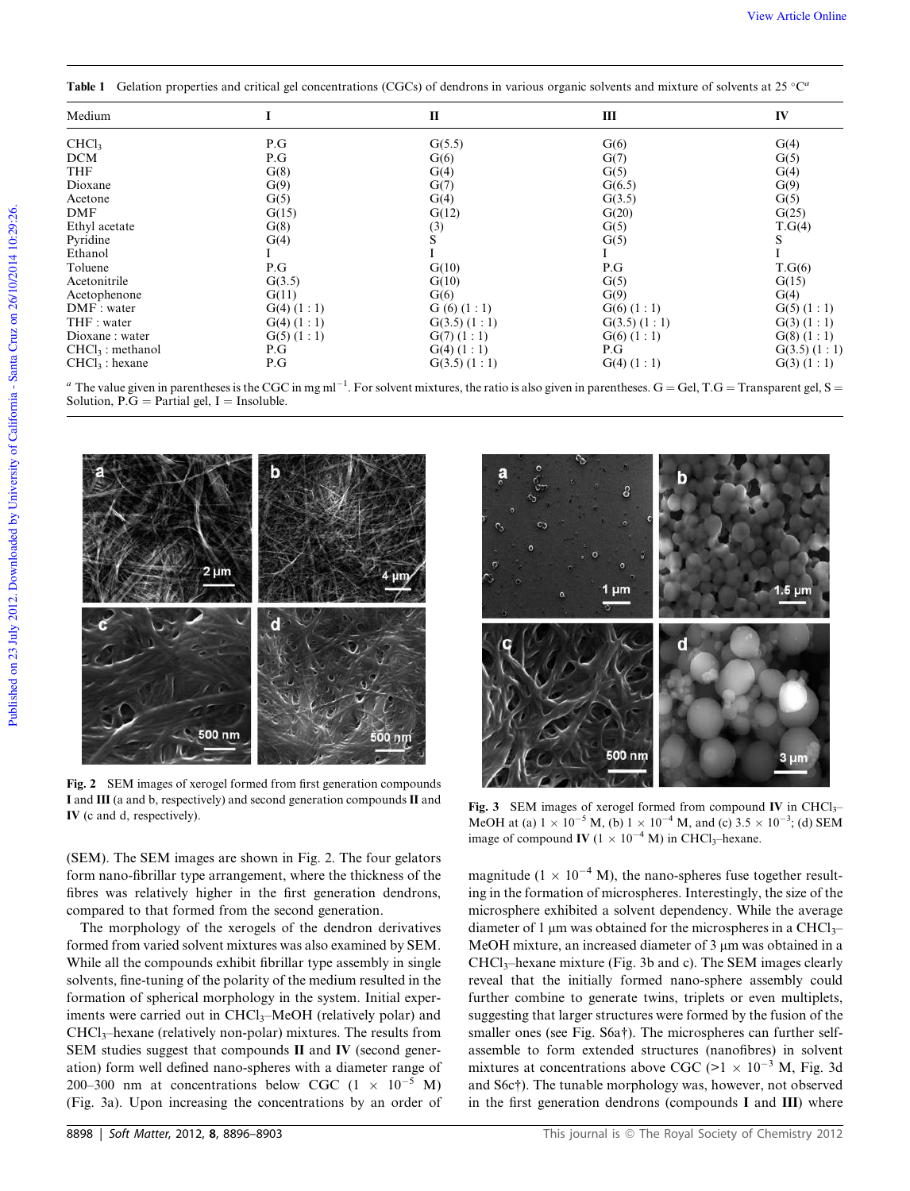**Table 1** Gelation properties and critical gel concentrations (CGCs) of dendrons in various organic solvents and mixture of solvents at 25 °C[a]

| Medium | I | II | III | IV |
|---|---|---|---|---|
| $CHCl_3$ | P.G | G(5.5) | G(6) | G(4) |
| DCM | P.G | G(6) | G(7) | G(5) |
| THF | G(8) | G(4) | G(5) | G(4) |
| Dioxane | G(9) | G(7) | G(6.5) | G(9) |
| Acetone | G(5) | G(4) | G(3.5) | G(5) |
| DMF | G(15) | G(12) | G(20) | G(25) |
| Ethyl acetate | G(8) | (3) | G(5) | T.G(4) |
| Pyridine | G(4) | S | G(5) | S |
| Ethanol | I | I | I | I |
| Toluene | P.G | G(10) | P.G | T.G(6) |
| Acetonitrile | G(3.5) | G(10) | G(5) | G(15) |
| Acetophenone | G(11) | G(6) | G(9) | G(4) |
| DMF : water | G(4) (1 : 1) | G (6) (1 : 1) | G(6) (1 : 1) | G(5) (1 : 1) |
| THF : water | G(4) (1 : 1) | G(3.5) (1 : 1) | G(3.5) (1 : 1) | G(3) (1 : 1) |
| Dioxane : water | G(5) (1 : 1) | G(7) (1 : 1) | G(6) (1 : 1) | G(8) (1 : 1) |
| $CHCl_3$ : methanol | P.G | G(4) (1 : 1) | P.G | G(3.5) (1 : 1) |
| $CHCl_3$ : hexane | P.G | G(3.5) (1 : 1) | G(4) (1 : 1) | G(3) (1 : 1) |

[a] The value given in parentheses is the CGC in mg $ml^{-1}$. For solvent mixtures, the ratio is also given in parentheses. G = Gel, T.G = Transparent gel, S = Solution, P.G = Partial gel, I = Insoluble.

**Fig. 2** SEM images of xerogel formed from first generation compounds **I** and **III** (a and b, respectively) and second generation compounds **II** and **IV** (c and d, respectively).

**Fig. 3** SEM images of xerogel formed from compound **IV** in $CHCl_3$–MeOH at (a) $1 \times 10^{-5}$ M, (b) $1 \times 10^{-4}$ M, and (c) $3.5 \times 10^{-3}$; (d) SEM image of compound **IV** ($1 \times 10^{-4}$ M) in $CHCl_3$–hexane.

(SEM). The SEM images are shown in Fig. 2. The four gelators form nano-fibrillar type arrangement, where the thickness of the fibres was relatively higher in the first generation dendrons, compared to that formed from the second generation.

The morphology of the xerogels of the dendron derivatives formed from varied solvent mixtures was also examined by SEM. While all the compounds exhibit fibrillar type assembly in single solvents, fine-tuning of the polarity of the medium resulted in the formation of spherical morphology in the system. Initial experiments were carried out in $CHCl_3$–MeOH (relatively polar) and $CHCl_3$–hexane (relatively non-polar) mixtures. The results from SEM studies suggest that compounds **II** and **IV** (second generation) form well defined nano-spheres with a diameter range of 200–300 nm at concentrations below CGC ($1 \times 10^{-5}$ M) (Fig. 3a). Upon increasing the concentrations by an order of magnitude ($1 \times 10^{-4}$ M), the nano-spheres fuse together resulting in the formation of microspheres. Interestingly, the size of the microsphere exhibited a solvent dependency. While the average diameter of 1 μm was obtained for the microspheres in a $CHCl_3$–MeOH mixture, an increased diameter of 3 μm was obtained in a $CHCl_3$–hexane mixture (Fig. 3b and c). The SEM images clearly reveal that the initially formed nano-sphere assembly could further combine to generate twins, triplets or even multiplets, suggesting that larger structures were formed by the fusion of the smaller ones (see Fig. S6a†). The microspheres can further self-assemble to form extended structures (nanofibres) in solvent mixtures at concentrations above CGC (>$1 \times 10^{-3}$ M, Fig. 3d and S6c†). The tunable morphology was, however, not observed in the first generation dendrons (compounds **I** and **III**) where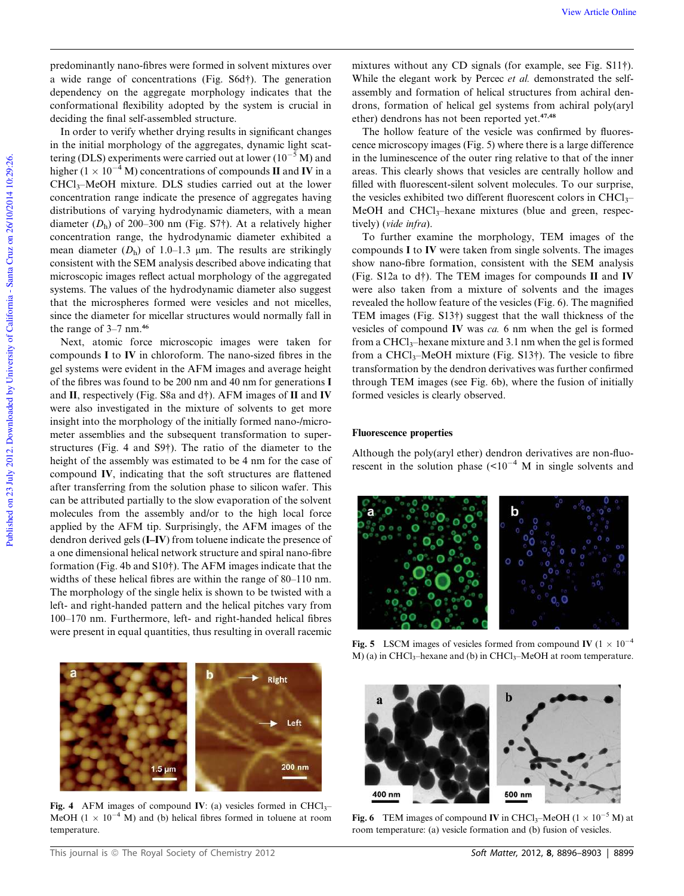predominantly nano-fibres were formed in solvent mixtures over a wide range of concentrations (Fig. S6d†). The generation dependency on the aggregate morphology indicates that the conformational flexibility adopted by the system is crucial in deciding the final self-assembled structure.

In order to verify whether drying results in significant changes in the initial morphology of the aggregates, dynamic light scattering (DLS) experiments were carried out at lower ($10^{-5}$ M) and higher ($1 \times 10^{-4}$ M) concentrations of compounds **II** and **IV** in a $CHCl_3$–MeOH mixture. DLS studies carried out at the lower concentration range indicate the presence of aggregates having distributions of varying hydrodynamic diameters, with a mean diameter ($D_h$) of 200–300 nm (Fig. S7†). At a relatively higher concentration range, the hydrodynamic diameter exhibited a mean diameter ($D_h$) of 1.0–1.3 µm. The results are strikingly consistent with the SEM analysis described above indicating that microscopic images reflect actual morphology of the aggregated systems. The values of the hydrodynamic diameter also suggest that the microspheres formed were vesicles and not micelles, since the diameter for micellar structures would normally fall in the range of 3–7 nm.[46]

Next, atomic force microscopic images were taken for compounds **I** to **IV** in chloroform. The nano-sized fibres in the gel systems were evident in the AFM images and average height of the fibres was found to be 200 nm and 40 nm for generations **I** and **II**, respectively (Fig. S8a and d†). AFM images of **II** and **IV** were also investigated in the mixture of solvents to get more insight into the morphology of the initially formed nano-/micrometer assemblies and the subsequent transformation to superstructures (Fig. 4 and S9†). The ratio of the diameter to the height of the assembly was estimated to be 4 nm for the case of compound **IV**, indicating that the soft structures are flattened after transferring from the solution phase to silicon wafer. This can be attributed partially to the slow evaporation of the solvent molecules from the assembly and/or to the high local force applied by the AFM tip. Surprisingly, the AFM images of the dendron derived gels (**I–IV**) from toluene indicate the presence of a one dimensional helical network structure and spiral nano-fibre formation (Fig. 4b and S10†). The AFM images indicate that the widths of these helical fibres are within the range of 80–110 nm. The morphology of the single helix is shown to be twisted with a left- and right-handed pattern and the helical pitches vary from 100–170 nm. Furthermore, left- and right-handed helical fibres were present in equal quantities, thus resulting in overall racemic mixtures without any CD signals (for example, see Fig. S11†). While the elegant work by Percec *et al.* demonstrated the self-assembly and formation of helical structures from achiral dendrons, formation of helical gel systems from achiral poly(aryl ether) dendrons has not been reported yet.[47,48]

Fig. 4 AFM images of compound **IV**: (a) vesicles formed in $CHCl_3$–MeOH ($1 \times 10^{-4}$ M) and (b) helical fibres formed in toluene at room temperature.

The hollow feature of the vesicle was confirmed by fluorescence microscopy images (Fig. 5) where there is a large difference in the luminescence of the outer ring relative to that of the inner areas. This clearly shows that vesicles are centrally hollow and filled with fluorescent-silent solvent molecules. To our surprise, the vesicles exhibited two different fluorescent colors in $CHCl_3$–MeOH and $CHCl_3$–hexane mixtures (blue and green, respectively) (*vide infra*).

To further examine the morphology, TEM images of the compounds **I** to **IV** were taken from single solvents. The images show nano-fibre formation, consistent with the SEM analysis (Fig. S12a to d†). The TEM images for compounds **II** and **IV** were also taken from a mixture of solvents and the images revealed the hollow feature of the vesicles (Fig. 6). The magnified TEM images (Fig. S13†) suggest that the wall thickness of the vesicles of compound **IV** was *ca.* 6 nm when the gel is formed from a $CHCl_3$–hexane mixture and 3.1 nm when the gel is formed from a $CHCl_3$–MeOH mixture (Fig. S13†). The vesicle to fibre transformation by the dendron derivatives was further confirmed through TEM images (see Fig. 6b), where the fusion of initially formed vesicles is clearly observed.

## Fluorescence properties

Although the poly(aryl ether) dendron derivatives are non-fluorescent in the solution phase ($<10^{-4}$ M in single solvents and

Fig. 5 LSCM images of vesicles formed from compound **IV** ($1 \times 10^{-4}$ M) (a) in $CHCl_3$–hexane and (b) in $CHCl_3$–MeOH at room temperature.

Fig. 6 TEM images of compound **IV** in $CHCl_3$–MeOH ($1 \times 10^{-5}$ M) at room temperature: (a) vesicle formation and (b) fusion of vesicles.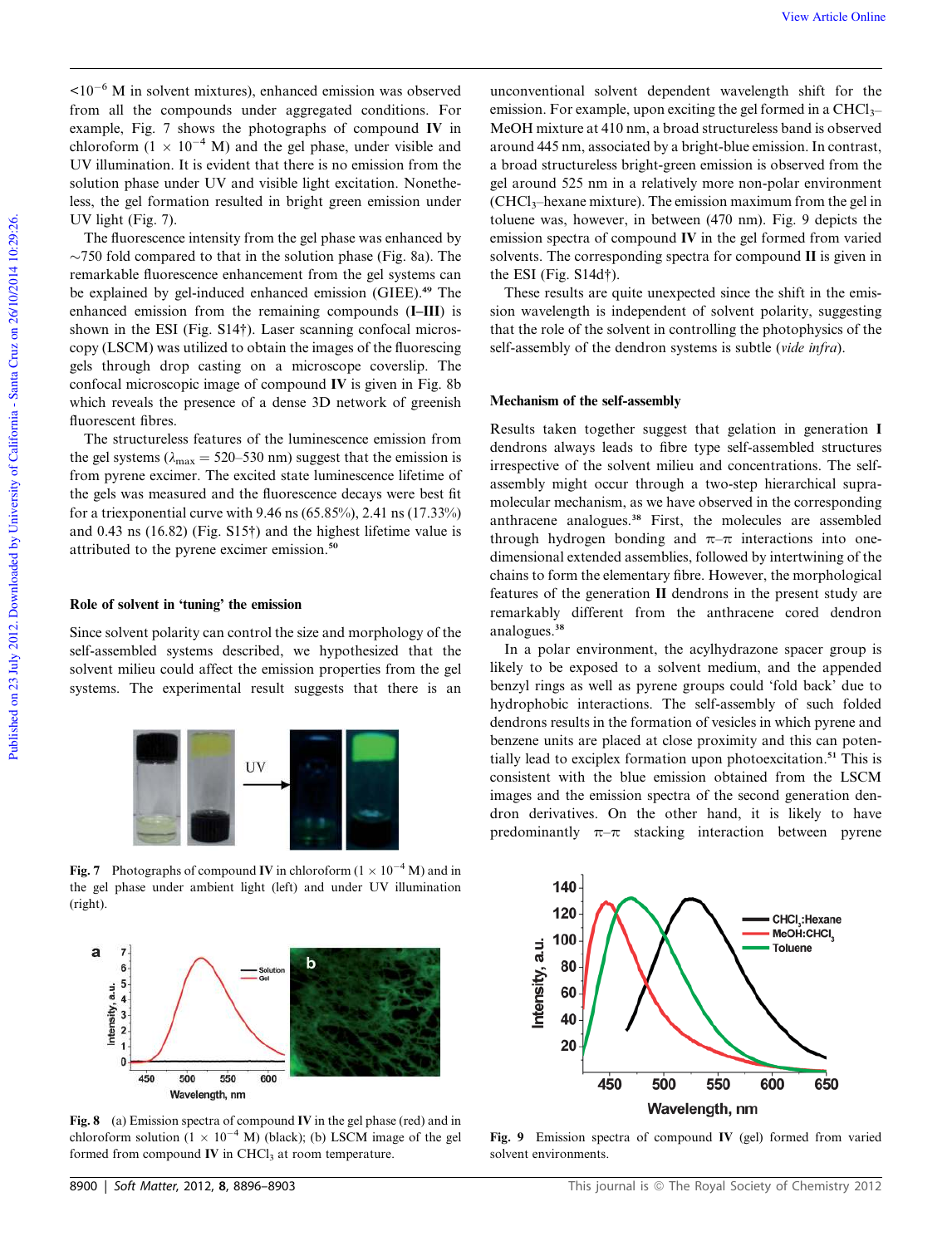$<10^{-6}$ M in solvent mixtures), enhanced emission was observed from all the compounds under aggregated conditions. For example, Fig. 7 shows the photographs of compound **IV** in chloroform ($1 \times 10^{-4}$ M) and the gel phase, under visible and UV illumination. It is evident that there is no emission from the solution phase under UV and visible light excitation. Nonetheless, the gel formation resulted in bright green emission under UV light (Fig. 7).

The fluorescence intensity from the gel phase was enhanced by ~750 fold compared to that in the solution phase (Fig. 8a). The remarkable fluorescence enhancement from the gel systems can be explained by gel-induced enhanced emission (GIEE).[49] The enhanced emission from the remaining compounds (**I–III**) is shown in the ESI (Fig. S14†). Laser scanning confocal microscopy (LSCM) was utilized to obtain the images of the fluorescing gels through drop casting on a microscope coverslip. The confocal microscopic image of compound **IV** is given in Fig. 8b which reveals the presence of a dense 3D network of greenish fluorescent fibres.

The structureless features of the luminescence emission from the gel systems ($\lambda_{max}$ = 520–530 nm) suggest that the emission is from pyrene excimer. The excited state luminescence lifetime of the gels was measured and the fluorescence decays were best fit for a triexponential curve with 9.46 ns (65.85%), 2.41 ns (17.33%) and 0.43 ns (16.82) (Fig. S15†) and the highest lifetime value is attributed to the pyrene excimer emission.[50]

## Role of solvent in 'tuning' the emission

Since solvent polarity can control the size and morphology of the self-assembled systems described, we hypothesized that the solvent milieu could affect the emission properties from the gel systems. The experimental result suggests that there is an unconventional solvent dependent wavelength shift for the emission. For example, upon exciting the gel formed in a $CHCl_3$–MeOH mixture at 410 nm, a broad structureless band is observed around 445 nm, associated by a bright-blue emission. In contrast, a broad structureless bright-green emission is observed from the gel around 525 nm in a relatively more non-polar environment ($CHCl_3$–hexane mixture). The emission maximum from the gel in toluene was, however, in between (470 nm). Fig. 9 depicts the emission spectra of compound **IV** in the gel formed from varied solvents. The corresponding spectra for compound **II** is given in the ESI (Fig. S14d†).

These results are quite unexpected since the shift in the emission wavelength is independent of solvent polarity, suggesting that the role of the solvent in controlling the photophysics of the self-assembly of the dendron systems is subtle (*vide infra*).

**Fig. 7** Photographs of compound **IV** in chloroform ($1 \times 10^{-4}$ M) and in the gel phase under ambient light (left) and under UV illumination (right).

**Fig. 8** (a) Emission spectra of compound **IV** in the gel phase (red) and in chloroform solution ($1 \times 10^{-4}$ M) (black); (b) LSCM image of the gel formed from compound **IV** in $CHCl_3$ at room temperature.

## Mechanism of the self-assembly

Results taken together suggest that gelation in generation **I** dendrons always leads to fibre type self-assembled structures irrespective of the solvent milieu and concentrations. The self-assembly might occur through a two-step hierarchical supramolecular mechanism, as we have observed in the corresponding anthracene analogues.[38] First, the molecules are assembled through hydrogen bonding and π–π interactions into one-dimensional extended assemblies, followed by intertwining of the chains to form the elementary fibre. However, the morphological features of the generation **II** dendrons in the present study are remarkably different from the anthracene cored dendron analogues.[38]

In a polar environment, the acylhydrazone spacer group is likely to be exposed to a solvent medium, and the appended benzyl rings as well as pyrene groups could 'fold back' due to hydrophobic interactions. The self-assembly of such folded dendrons results in the formation of vesicles in which pyrene and benzene units are placed at close proximity and this can potentially lead to exciplex formation upon photoexcitation.[51] This is consistent with the blue emission obtained from the LSCM images and the emission spectra of the second generation dendron derivatives. On the other hand, it is likely to have predominantly π–π stacking interaction between pyrene

**Fig. 9** Emission spectra of compound **IV** (gel) formed from varied solvent environments.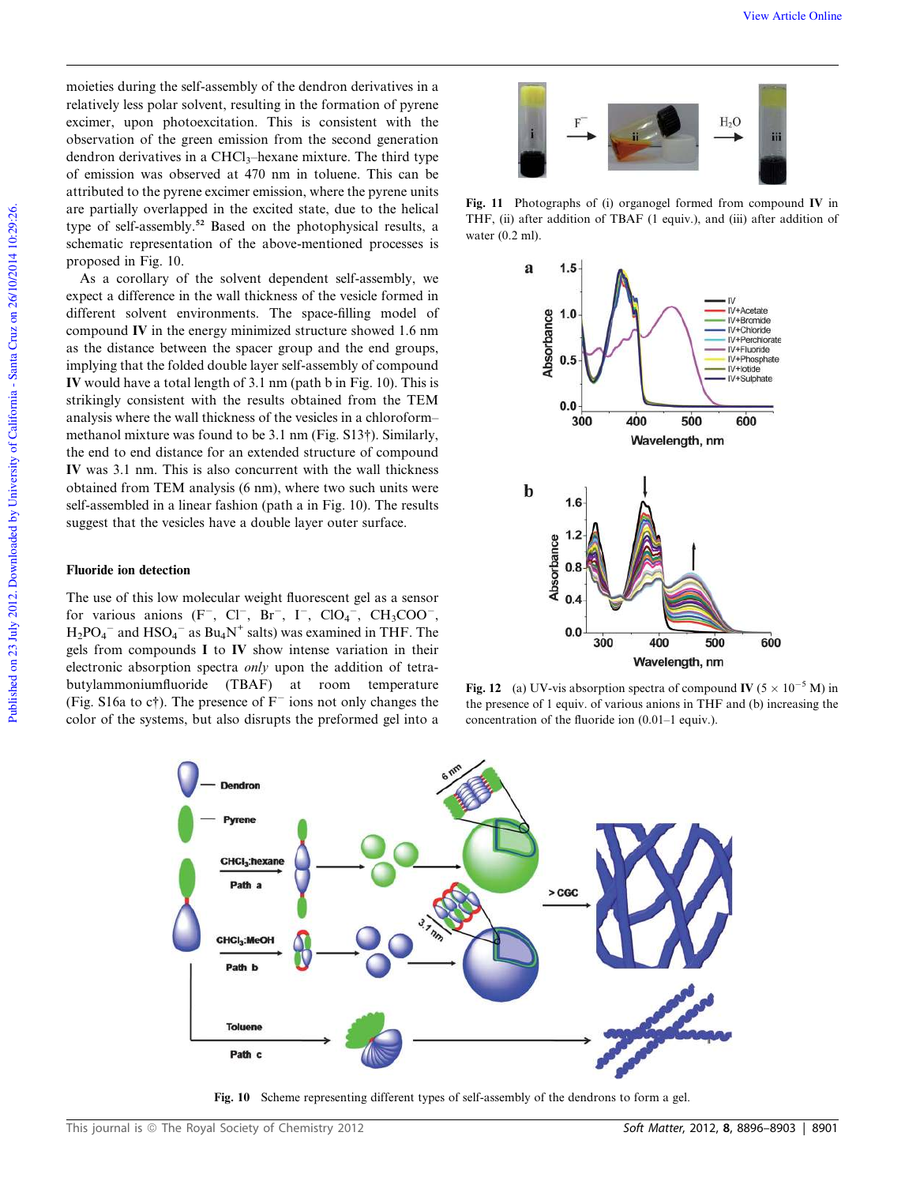moieties during the self-assembly of the dendron derivatives in a relatively less polar solvent, resulting in the formation of pyrene excimer, upon photoexcitation. This is consistent with the observation of the green emission from the second generation dendron derivatives in a $CHCl_3$–hexane mixture. The third type of emission was observed at 470 nm in toluene. This can be attributed to the pyrene excimer emission, where the pyrene units are partially overlapped in the excited state, due to the helical type of self-assembly.[52] Based on the photophysical results, a schematic representation of the above-mentioned processes is proposed in Fig. 10.

As a corollary of the solvent dependent self-assembly, we expect a difference in the wall thickness of the vesicle formed in different solvent environments. The space-filling model of compound **IV** in the energy minimized structure showed 1.6 nm as the distance between the spacer group and the end groups, implying that the folded double layer self-assembly of compound **IV** would have a total length of 3.1 nm (path b in Fig. 10). This is strikingly consistent with the results obtained from the TEM analysis where the wall thickness of the vesicles in a chloroform–methanol mixture was found to be 3.1 nm (Fig. S13†). Similarly, the end to end distance for an extended structure of compound **IV** was 3.1 nm. This is also concurrent with the wall thickness obtained from TEM analysis (6 nm), where two such units were self-assembled in a linear fashion (path a in Fig. 10). The results suggest that the vesicles have a double layer outer surface.

### Fluoride ion detection

The use of this low molecular weight fluorescent gel as a sensor for various anions ($F^-$, $Cl^-$, $Br^-$, $I^-$, $ClO_4^-$, $CH_3COO^-$, $H_2PO_4^-$ and $HSO_4^-$ as $Bu_4N^+$ salts) was examined in THF. The gels from compounds **I** to **IV** show intense variation in their electronic absorption spectra *only* upon the addition of tetrabutylammoniumfluoride (TBAF) at room temperature (Fig. S16a to c†). The presence of $F^-$ ions not only changes the color of the systems, but also disrupts the preformed gel into a

**Fig. 11** Photographs of (i) organogel formed from compound **IV** in THF, (ii) after addition of TBAF (1 equiv.), and (iii) after addition of water (0.2 ml).

**Fig. 12** (a) UV-vis absorption spectra of compound **IV** ($5 \times 10^{-5}$ M) in the presence of 1 equiv. of various anions in THF and (b) increasing the concentration of the fluoride ion (0.01–1 equiv.).

**Fig. 10** Scheme representing different types of self-assembly of the dendrons to form a gel.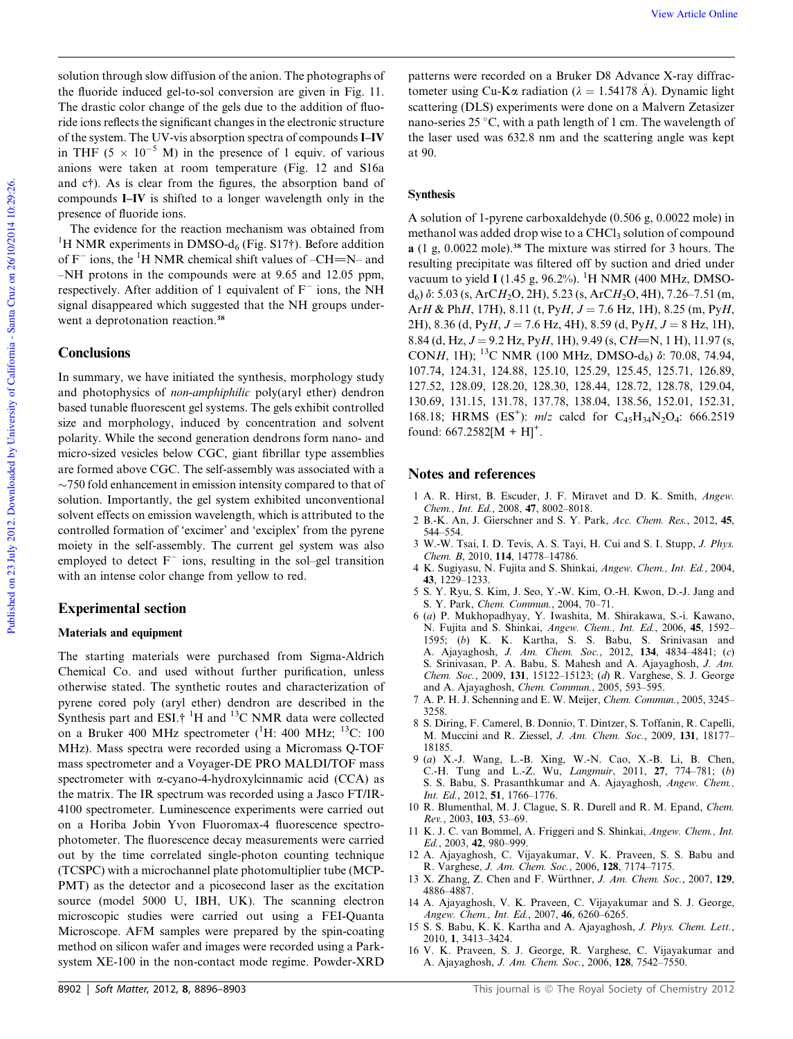solution through slow diffusion of the anion. The photographs of the fluoride induced gel-to-sol conversion are given in Fig. 11. The drastic color change of the gels due to the addition of fluoride ions reflects the significant changes in the electronic structure of the system. The UV-vis absorption spectra of compounds **I–IV** in THF ($5 \times 10^{-5}$ M) in the presence of 1 equiv. of various anions were taken at room temperature (Fig. 12 and S16a and c†). As is clear from the figures, the absorption band of compounds **I–IV** is shifted to a longer wavelength only in the presence of fluoride ions.

The evidence for the reaction mechanism was obtained from $^1$H NMR experiments in DMSO-$d_6$ (Fig. S17†). Before addition of $F^-$ ions, the $^1$H NMR chemical shift values of –CH=N– and –NH protons in the compounds were at 9.65 and 12.05 ppm, respectively. After addition of 1 equivalent of $F^-$ ions, the NH signal disappeared which suggested that the NH groups underwent a deprotonation reaction.[38]

## Conclusions

In summary, we have initiated the synthesis, morphology study and photophysics of *non-amphiphilic* poly(aryl ether) dendron based tunable fluorescent gel systems. The gels exhibit controlled size and morphology, induced by concentration and solvent polarity. While the second generation dendrons form nano- and micro-sized vesicles below CGC, giant fibrillar type assemblies are formed above CGC. The self-assembly was associated with a ~750 fold enhancement in emission intensity compared to that of solution. Importantly, the gel system exhibited unconventional solvent effects on emission wavelength, which is attributed to the controlled formation of 'excimer' and 'exciplex' from the pyrene moiety in the self-assembly. The current gel system was also employed to detect $F^-$ ions, resulting in the sol–gel transition with an intense color change from yellow to red.

## Experimental section

### Materials and equipment

The starting materials were purchased from Sigma-Aldrich Chemical Co. and used without further purification, unless otherwise stated. The synthetic routes and characterization of pyrene cored poly (aryl ether) dendron are described in the Synthesis part and ESI.† $^1$H and $^{13}$C NMR data were collected on a Bruker 400 MHz spectrometer ($^1$H: 400 MHz; $^{13}$C: 100 MHz). Mass spectra were recorded using a Micromass Q-TOF mass spectrometer and a Voyager-DE PRO MALDI/TOF mass spectrometer with α-cyano-4-hydroxylcinnamic acid (CCA) as the matrix. The IR spectrum was recorded using a Jasco FT/IR-4100 spectrometer. Luminescence experiments were carried out on a Horiba Jobin Yvon Fluoromax-4 fluorescence spectrophotometer. The fluorescence decay measurements were carried out by the time correlated single-photon counting technique (TCSPC) with a microchannel plate photomultiplier tube (MCP-PMT) as the detector and a picosecond laser as the excitation source (model 5000 U, IBH, UK). The scanning electron microscopic studies were carried out using a FEI-Quanta Microscope. AFM samples were prepared by the spin-coating method on silicon wafer and images were recorded using a Park-system XE-100 in the non-contact mode regime. Powder-XRD patterns were recorded on a Bruker D8 Advance X-ray diffractometer using Cu-Kα radiation (λ = 1.54178 Å). Dynamic light scattering (DLS) experiments were done on a Malvern Zetasizer nano-series 25 °C, with a path length of 1 cm. The wavelength of the laser used was 632.8 nm and the scattering angle was kept at 90.

### Synthesis

A solution of 1-pyrene carboxaldehyde (0.506 g, 0.0022 mole) in methanol was added drop wise to a $CHCl_3$ solution of compound **a** (1 g, 0.0022 mole).[38] The mixture was stirred for 3 hours. The resulting precipitate was filtered off by suction and dried under vacuum to yield **I** (1.45 g, 96.2%). $^1$H NMR (400 MHz, DMSO-$d_6$) δ: 5.03 (s, Ar$CH_2$O, 2H), 5.23 (s, Ar$CH_2$O, 4H), 7.26–7.51 (m, Ar*H* & Ph*H*, 17H), 8.11 (t, Py*H*, *J* = 7.6 Hz, 1H), 8.25 (m, Py*H*, 2H), 8.36 (d, Py*H*, *J* = 7.6 Hz, 4H), 8.59 (d, Py*H*, *J* = 8 Hz, 1H), 8.84 (d, Hz, *J* = 9.2 Hz, Py*H*, 1H), 9.49 (s, C*H*=N, 1 H), 11.97 (s, CON*H*, 1H); $^{13}$C NMR (100 MHz, DMSO-$d_6$) δ: 70.08, 74.94, 107.74, 124.31, 124.88, 125.10, 125.29, 125.45, 125.71, 126.89, 127.52, 128.09, 128.20, 128.30, 128.44, 128.72, 128.78, 129.04, 130.69, 131.15, 131.78, 137.78, 138.04, 138.56, 152.01, 152.31, 168.18; HRMS (ES$^+$): *m/z* calcd for $C_{45}H_{34}N_2O_4$: 666.2519 found: 667.2582[M + H]$^+$.

## Notes and references

1 A. R. Hirst, B. Escuder, J. F. Miravet and D. K. Smith, *Angew. Chem., Int. Ed.*, 2008, **47**, 8002–8018.
2 B.-K. An, J. Gierschner and S. Y. Park, *Acc. Chem. Res.*, 2012, **45**, 544–554.
3 W.-W. Tsai, I. D. Tevis, A. S. Tayi, H. Cui and S. I. Stupp, *J. Phys. Chem. B*, 2010, **114**, 14778–14786.
4 K. Sugiyasu, N. Fujita and S. Shinkai, *Angew. Chem., Int. Ed.*, 2004, **43**, 1229–1233.
5 S. Y. Ryu, S. Kim, J. Seo, Y.-W. Kim, O.-H. Kwon, D.-J. Jang and S. Y. Park, *Chem. Commun.*, 2004, 70–71.
6 (*a*) P. Mukhopadhyay, Y. Iwashita, M. Shirakawa, S.-i. Kawano, N. Fujita and S. Shinkai, *Angew. Chem., Int. Ed.*, 2006, **45**, 1592–1595; (*b*) K. K. Kartha, S. S. Babu, S. Srinivasan and A. Ajayaghosh, *J. Am. Chem. Soc.*, 2012, **134**, 4834–4841; (*c*) S. Srinivasan, P. A. Babu, S. Mahesh and A. Ajayaghosh, *J. Am. Chem. Soc.*, 2009, **131**, 15122–15123; (*d*) R. Varghese, S. J. George and A. Ajayaghosh, *Chem. Commun.*, 2005, 593–595.
7 A. P. H. J. Schenning and E. W. Meijer, *Chem. Commun.*, 2005, 3245–3258.
8 S. Diring, F. Camerel, B. Donnio, T. Dintzer, S. Toffanin, R. Capelli, M. Muccini and R. Ziessel, *J. Am. Chem. Soc.*, 2009, **131**, 18177–18185.
9 (*a*) X.-J. Wang, L.-B. Xing, W.-N. Cao, X.-B. Li, B. Chen, C.-H. Tung and L.-Z. Wu, *Langmuir*, 2011, **27**, 774–781; (*b*) S. S. Babu, S. Prasanthkumar and A. Ajayaghosh, *Angew. Chem., Int. Ed.*, 2012, **51**, 1766–1776.
10 R. Blumenthal, M. J. Clague, S. R. Durell and R. M. Epand, *Chem. Rev.*, 2003, **103**, 53–69.
11 K. J. C. van Bommel, A. Friggeri and S. Shinkai, *Angew. Chem., Int. Ed.*, 2003, **42**, 980–999.
12 A. Ajayaghosh, C. Vijayakumar, V. K. Praveen, S. S. Babu and R. Varghese, *J. Am. Chem. Soc.*, 2006, **128**, 7174–7175.
13 X. Zhang, Z. Chen and F. Würthner, *J. Am. Chem. Soc.*, 2007, **129**, 4886–4887.
14 A. Ajayaghosh, V. K. Praveen, C. Vijayakumar and S. J. George, *Angew. Chem., Int. Ed.*, 2007, **46**, 6260–6265.
15 S. S. Babu, K. K. Kartha and A. Ajayaghosh, *J. Phys. Chem. Lett.*, 2010, **1**, 3413–3424.
16 V. K. Praveen, S. J. George, R. Varghese, C. Vijayakumar and A. Ajayaghosh, *J. Am. Chem. Soc.*, 2006, **128**, 7542–7550.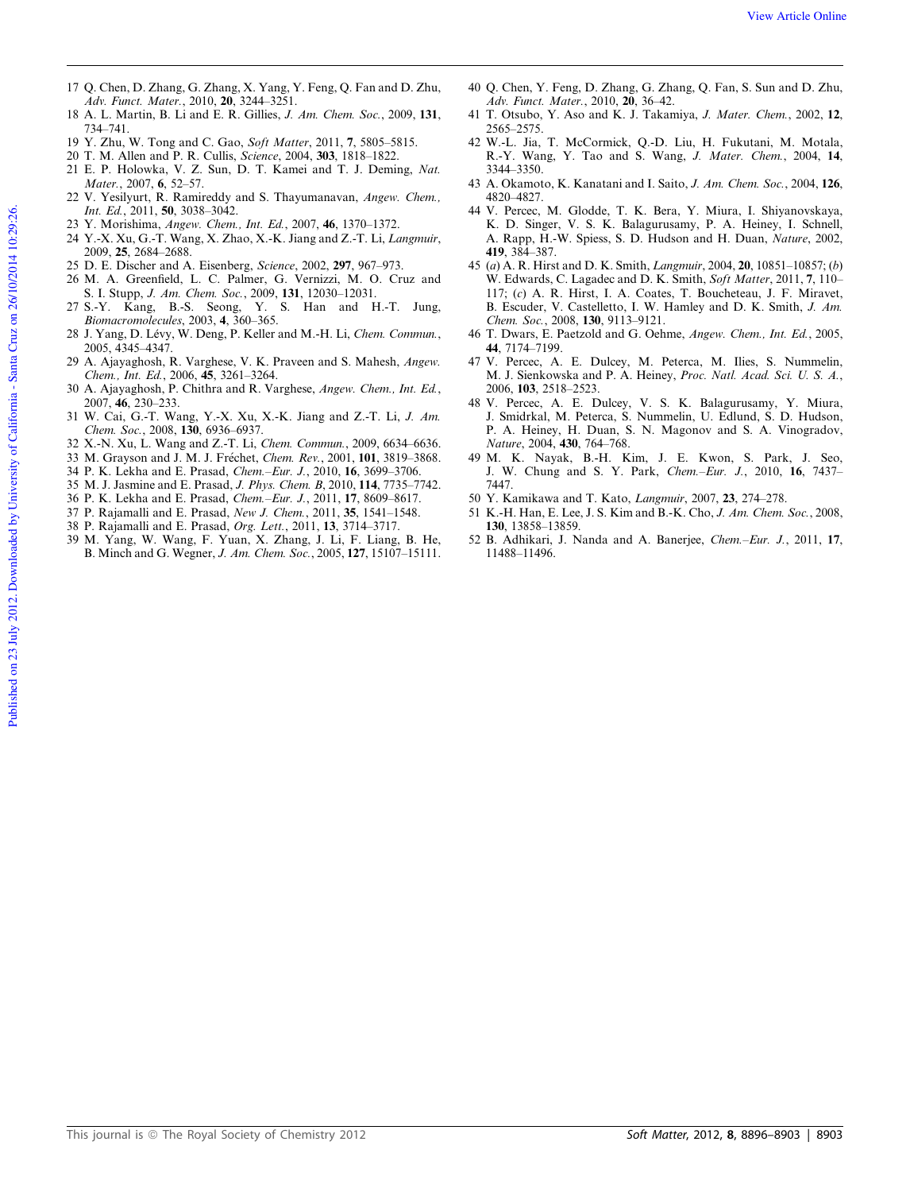17 Q. Chen, D. Zhang, G. Zhang, X. Yang, Y. Feng, Q. Fan and D. Zhu, *Adv. Funct. Mater.*, 2010, **20**, 3244–3251.
18 A. L. Martin, B. Li and E. R. Gillies, *J. Am. Chem. Soc.*, 2009, **131**, 734–741.
19 Y. Zhu, W. Tong and C. Gao, *Soft Matter*, 2011, **7**, 5805–5815.
20 T. M. Allen and P. R. Cullis, *Science*, 2004, **303**, 1818–1822.
21 E. P. Holowka, V. Z. Sun, D. T. Kamei and T. J. Deming, *Nat. Mater.*, 2007, **6**, 52–57.
22 V. Yesilyurt, R. Ramireddy and S. Thayumanavan, *Angew. Chem., Int. Ed.*, 2011, **50**, 3038–3042.
23 Y. Morishima, *Angew. Chem., Int. Ed.*, 2007, **46**, 1370–1372.
24 Y.-X. Xu, G.-T. Wang, X. Zhao, X.-K. Jiang and Z.-T. Li, *Langmuir*, 2009, **25**, 2684–2688.
25 D. E. Discher and A. Eisenberg, *Science*, 2002, **297**, 967–973.
26 M. A. Greenfield, L. C. Palmer, G. Vernizzi, M. O. Cruz and S. I. Stupp, *J. Am. Chem. Soc.*, 2009, **131**, 12030–12031.
27 S.-Y. Kang, B.-S. Seong, Y. S. Han and H.-T. Jung, *Biomacromolecules*, 2003, **4**, 360–365.
28 J. Yang, D. Lévy, W. Deng, P. Keller and M.-H. Li, *Chem. Commun.*, 2005, 4345–4347.
29 A. Ajayaghosh, R. Varghese, V. K. Praveen and S. Mahesh, *Angew. Chem., Int. Ed.*, 2006, **45**, 3261–3264.
30 A. Ajayaghosh, P. Chithra and R. Varghese, *Angew. Chem., Int. Ed.*, 2007, **46**, 230–233.
31 W. Cai, G.-T. Wang, Y.-X. Xu, X.-K. Jiang and Z.-T. Li, *J. Am. Chem. Soc.*, 2008, **130**, 6936–6937.
32 X.-N. Xu, L. Wang and Z.-T. Li, *Chem. Commun.*, 2009, 6634–6636.
33 M. Grayson and J. M. J. Fréchet, *Chem. Rev.*, 2001, **101**, 3819–3868.
34 P. K. Lekha and E. Prasad, *Chem.–Eur. J.*, 2010, **16**, 3699–3706.
35 M. J. Jasmine and E. Prasad, *J. Phys. Chem. B*, 2010, **114**, 7735–7742.
36 P. K. Lekha and E. Prasad, *Chem.–Eur. J.*, 2011, **17**, 8609–8617.
37 P. Rajamalli and E. Prasad, *New J. Chem.*, 2011, **35**, 1541–1548.
38 P. Rajamalli and E. Prasad, *Org. Lett.*, 2011, **13**, 3714–3717.
39 M. Yang, W. Wang, F. Yuan, X. Zhang, J. Li, F. Liang, B. He, B. Minch and G. Wegner, *J. Am. Chem. Soc.*, 2005, **127**, 15107–15111.
40 Q. Chen, Y. Feng, D. Zhang, G. Zhang, Q. Fan, S. Sun and D. Zhu, *Adv. Funct. Mater.*, 2010, **20**, 36–42.
41 T. Otsubo, Y. Aso and K. J. Takamiya, *J. Mater. Chem.*, 2002, **12**, 2565–2575.
42 W.-L. Jia, T. McCormick, Q.-D. Liu, H. Fukutani, M. Motala, R.-Y. Wang, Y. Tao and S. Wang, *J. Mater. Chem.*, 2004, **14**, 3344–3350.
43 A. Okamoto, K. Kanatani and I. Saito, *J. Am. Chem. Soc.*, 2004, **126**, 4820–4827.
44 V. Percec, M. Glodde, T. K. Bera, Y. Miura, I. Shiyanovskaya, K. D. Singer, V. S. K. Balagurusamy, P. A. Heiney, I. Schnell, A. Rapp, H.-W. Spiess, S. D. Hudson and H. Duan, *Nature*, 2002, **419**, 384–387.
45 (*a*) A. R. Hirst and D. K. Smith, *Langmuir*, 2004, **20**, 10851–10857; (*b*) W. Edwards, C. Lagadec and D. K. Smith, *Soft Matter*, 2011, **7**, 110–117; (*c*) A. R. Hirst, I. A. Coates, T. Boucheteau, J. F. Miravet, B. Escuder, V. Castelletto, I. W. Hamley and D. K. Smith, *J. Am. Chem. Soc.*, 2008, **130**, 9113–9121.
46 T. Dwars, E. Paetzold and G. Oehme, *Angew. Chem., Int. Ed.*, 2005, **44**, 7174–7199.
47 V. Percec, A. E. Dulcey, M. Peterca, M. Ilies, S. Nummelin, M. J. Sienkowska and P. A. Heiney, *Proc. Natl. Acad. Sci. U. S. A.*, 2006, **103**, 2518–2523.
48 V. Percec, A. E. Dulcey, V. S. K. Balagurusamy, Y. Miura, J. Smidrkal, M. Peterca, S. Nummelin, U. Edlund, S. D. Hudson, P. A. Heiney, H. Duan, S. N. Magonov and S. A. Vinogradov, *Nature*, 2004, **430**, 764–768.
49 M. K. Nayak, B.-H. Kim, J. E. Kwon, S. Park, J. Seo, J. W. Chung and S. Y. Park, *Chem.–Eur. J.*, 2010, **16**, 7437–7447.
50 Y. Kamikawa and T. Kato, *Langmuir*, 2007, **23**, 274–278.
51 K.-H. Han, E. Lee, J. S. Kim and B.-K. Cho, *J. Am. Chem. Soc.*, 2008, **130**, 13858–13859.
52 B. Adhikari, J. Nanda and A. Banerjee, *Chem.–Eur. J.*, 2011, **17**, 11488–11496.